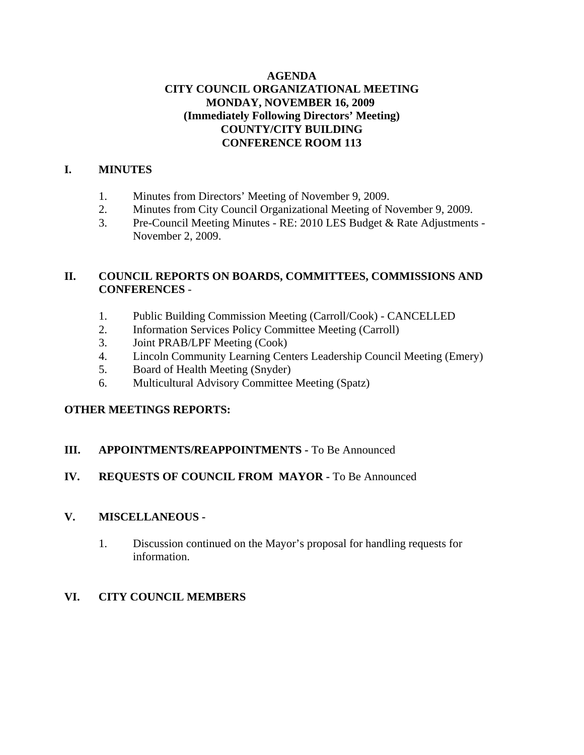# AGENDA
## CITY COUNCIL ORGANIZATIONAL MEETING
## MONDAY, NOVEMBER 16, 2009
## (Immediately Following Directors' Meeting)
## COUNTY/CITY BUILDING
## CONFERENCE ROOM 113

## I. MINUTES

1. Minutes from Directors' Meeting of November 9, 2009.
2. Minutes from City Council Organizational Meeting of November 9, 2009.
3. Pre-Council Meeting Minutes - RE: 2010 LES Budget & Rate Adjustments - November 2, 2009.

## II. COUNCIL REPORTS ON BOARDS, COMMITTEES, COMMISSIONS AND CONFERENCES -

1. Public Building Commission Meeting (Carroll/Cook) - CANCELLED
2. Information Services Policy Committee Meeting (Carroll)
3. Joint PRAB/LPF Meeting (Cook)
4. Lincoln Community Learning Centers Leadership Council Meeting (Emery)
5. Board of Health Meeting (Snyder)
6. Multicultural Advisory Committee Meeting (Spatz)

## OTHER MEETINGS REPORTS:

## III. APPOINTMENTS/REAPPOINTMENTS - To Be Announced

## IV. REQUESTS OF COUNCIL FROM MAYOR - To Be Announced

## V. MISCELLANEOUS -

1. Discussion continued on the Mayor's proposal for handling requests for information.

## VI. CITY COUNCIL MEMBERS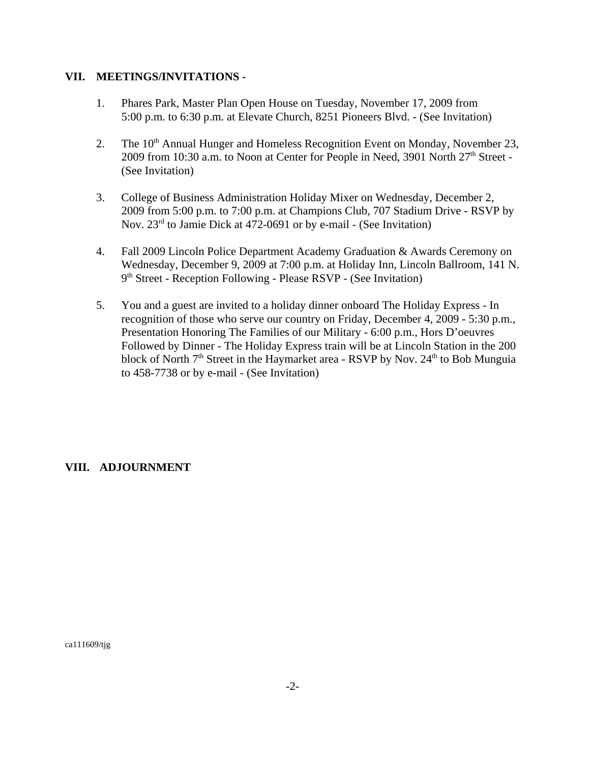## VII. MEETINGS/INVITATIONS -

1. Phares Park, Master Plan Open House on Tuesday, November 17, 2009 from 5:00 p.m. to 6:30 p.m. at Elevate Church, 8251 Pioneers Blvd. - (See Invitation)

2. The 10th Annual Hunger and Homeless Recognition Event on Monday, November 23, 2009 from 10:30 a.m. to Noon at Center for People in Need, 3901 North 27th Street - (See Invitation)

3. College of Business Administration Holiday Mixer on Wednesday, December 2, 2009 from 5:00 p.m. to 7:00 p.m. at Champions Club, 707 Stadium Drive - RSVP by Nov. 23rd to Jamie Dick at 472-0691 or by e-mail - (See Invitation)

4. Fall 2009 Lincoln Police Department Academy Graduation & Awards Ceremony on Wednesday, December 9, 2009 at 7:00 p.m. at Holiday Inn, Lincoln Ballroom, 141 N. 9th Street - Reception Following - Please RSVP - (See Invitation)

5. You and a guest are invited to a holiday dinner onboard The Holiday Express - In recognition of those who serve our country on Friday, December 4, 2009 - 5:30 p.m., Presentation Honoring The Families of our Military - 6:00 p.m., Hors D'oeuvres Followed by Dinner - The Holiday Express train will be at Lincoln Station in the 200 block of North 7th Street in the Haymarket area - RSVP by Nov. 24th to Bob Munguia to 458-7738 or by e-mail - (See Invitation)

## VIII. ADJOURNMENT

ca111609/tjg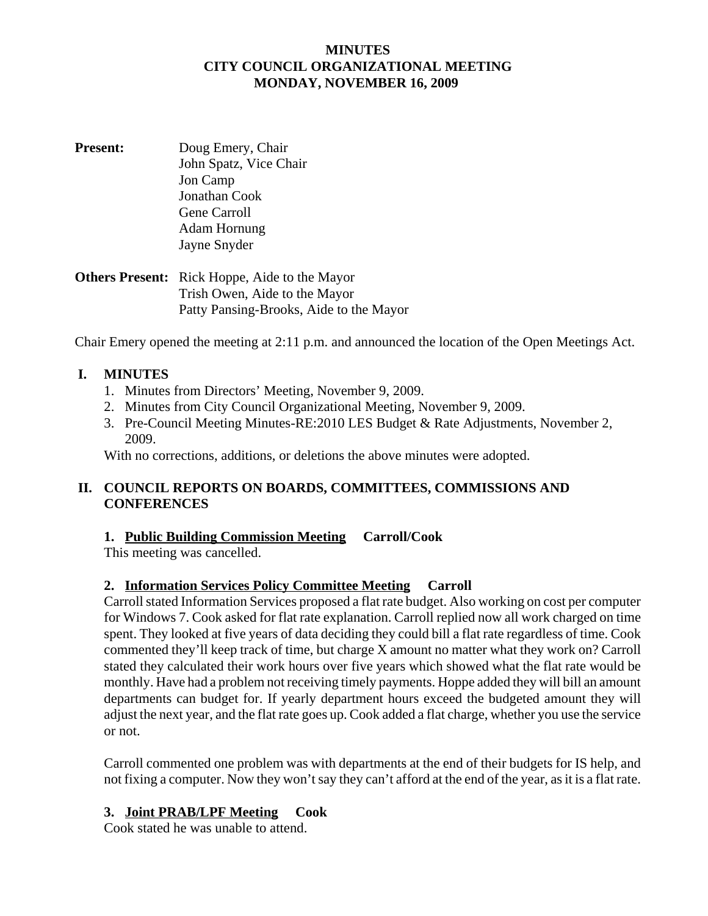**MINUTES**
**CITY COUNCIL ORGANIZATIONAL MEETING**
**MONDAY, NOVEMBER 16, 2009**

**Present:** Doug Emery, Chair
John Spatz, Vice Chair
Jon Camp
Jonathan Cook
Gene Carroll
Adam Hornung
Jayne Snyder

**Others Present:** Rick Hoppe, Aide to the Mayor
Trish Owen, Aide to the Mayor
Patty Pansing-Brooks, Aide to the Mayor

Chair Emery opened the meeting at 2:11 p.m. and announced the location of the Open Meetings Act.

## I. MINUTES

1. Minutes from Directors' Meeting, November 9, 2009.
2. Minutes from City Council Organizational Meeting, November 9, 2009.
3. Pre-Council Meeting Minutes-RE:2010 LES Budget & Rate Adjustments, November 2, 2009.

With no corrections, additions, or deletions the above minutes were adopted.

## II. COUNCIL REPORTS ON BOARDS, COMMITTEES, COMMISSIONS AND CONFERENCES

**1. Public Building Commission Meeting Carroll/Cook**

This meeting was cancelled.

**2. Information Services Policy Committee Meeting Carroll**

Carroll stated Information Services proposed a flat rate budget. Also working on cost per computer for Windows 7. Cook asked for flat rate explanation. Carroll replied now all work charged on time spent. They looked at five years of data deciding they could bill a flat rate regardless of time. Cook commented they'll keep track of time, but charge X amount no matter what they work on? Carroll stated they calculated their work hours over five years which showed what the flat rate would be monthly. Have had a problem not receiving timely payments. Hoppe added they will bill an amount departments can budget for. If yearly department hours exceed the budgeted amount they will adjust the next year, and the flat rate goes up. Cook added a flat charge, whether you use the service or not.

Carroll commented one problem was with departments at the end of their budgets for IS help, and not fixing a computer. Now they won't say they can't afford at the end of the year, as it is a flat rate.

**3. Joint PRAB/LPF Meeting Cook**

Cook stated he was unable to attend.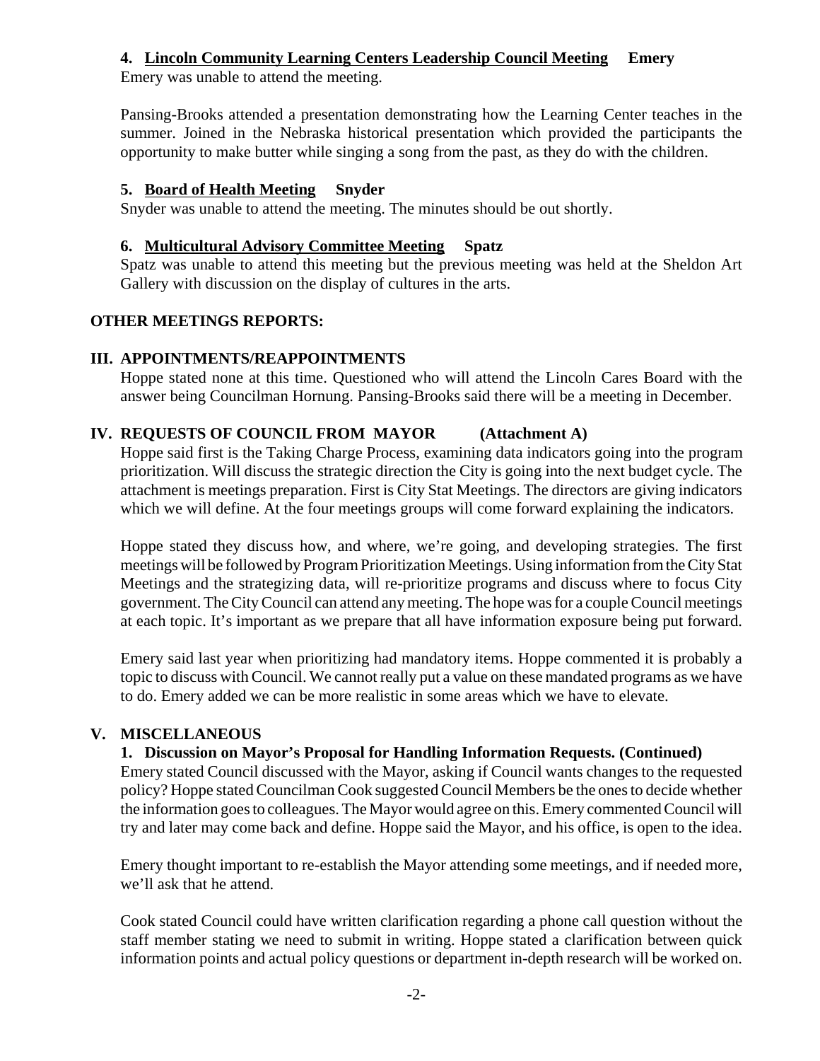**4. Lincoln Community Learning Centers Leadership Council Meeting Emery**

Emery was unable to attend the meeting.

Pansing-Brooks attended a presentation demonstrating how the Learning Center teaches in the summer. Joined in the Nebraska historical presentation which provided the participants the opportunity to make butter while singing a song from the past, as they do with the children.

**5. Board of Health Meeting Snyder**

Snyder was unable to attend the meeting. The minutes should be out shortly.

**6. Multicultural Advisory Committee Meeting Spatz**

Spatz was unable to attend this meeting but the previous meeting was held at the Sheldon Art Gallery with discussion on the display of cultures in the arts.

**OTHER MEETINGS REPORTS:**

## III. APPOINTMENTS/REAPPOINTMENTS

Hoppe stated none at this time. Questioned who will attend the Lincoln Cares Board with the answer being Councilman Hornung. Pansing-Brooks said there will be a meeting in December.

## IV. REQUESTS OF COUNCIL FROM MAYOR (Attachment A)

Hoppe said first is the Taking Charge Process, examining data indicators going into the program prioritization. Will discuss the strategic direction the City is going into the next budget cycle. The attachment is meetings preparation. First is City Stat Meetings. The directors are giving indicators which we will define. At the four meetings groups will come forward explaining the indicators.

Hoppe stated they discuss how, and where, we're going, and developing strategies. The first meetings will be followed by Program Prioritization Meetings. Using information from the City Stat Meetings and the strategizing data, will re-prioritize programs and discuss where to focus City government. The City Council can attend any meeting. The hope was for a couple Council meetings at each topic. It's important as we prepare that all have information exposure being put forward.

Emery said last year when prioritizing had mandatory items. Hoppe commented it is probably a topic to discuss with Council. We cannot really put a value on these mandated programs as we have to do. Emery added we can be more realistic in some areas which we have to elevate.

## V. MISCELLANEOUS

**1. Discussion on Mayor's Proposal for Handling Information Requests. (Continued)**

Emery stated Council discussed with the Mayor, asking if Council wants changes to the requested policy? Hoppe stated Councilman Cook suggested Council Members be the ones to decide whether the information goes to colleagues. The Mayor would agree on this. Emery commented Council will try and later may come back and define. Hoppe said the Mayor, and his office, is open to the idea.

Emery thought important to re-establish the Mayor attending some meetings, and if needed more, we'll ask that he attend.

Cook stated Council could have written clarification regarding a phone call question without the staff member stating we need to submit in writing. Hoppe stated a clarification between quick information points and actual policy questions or department in-depth research will be worked on.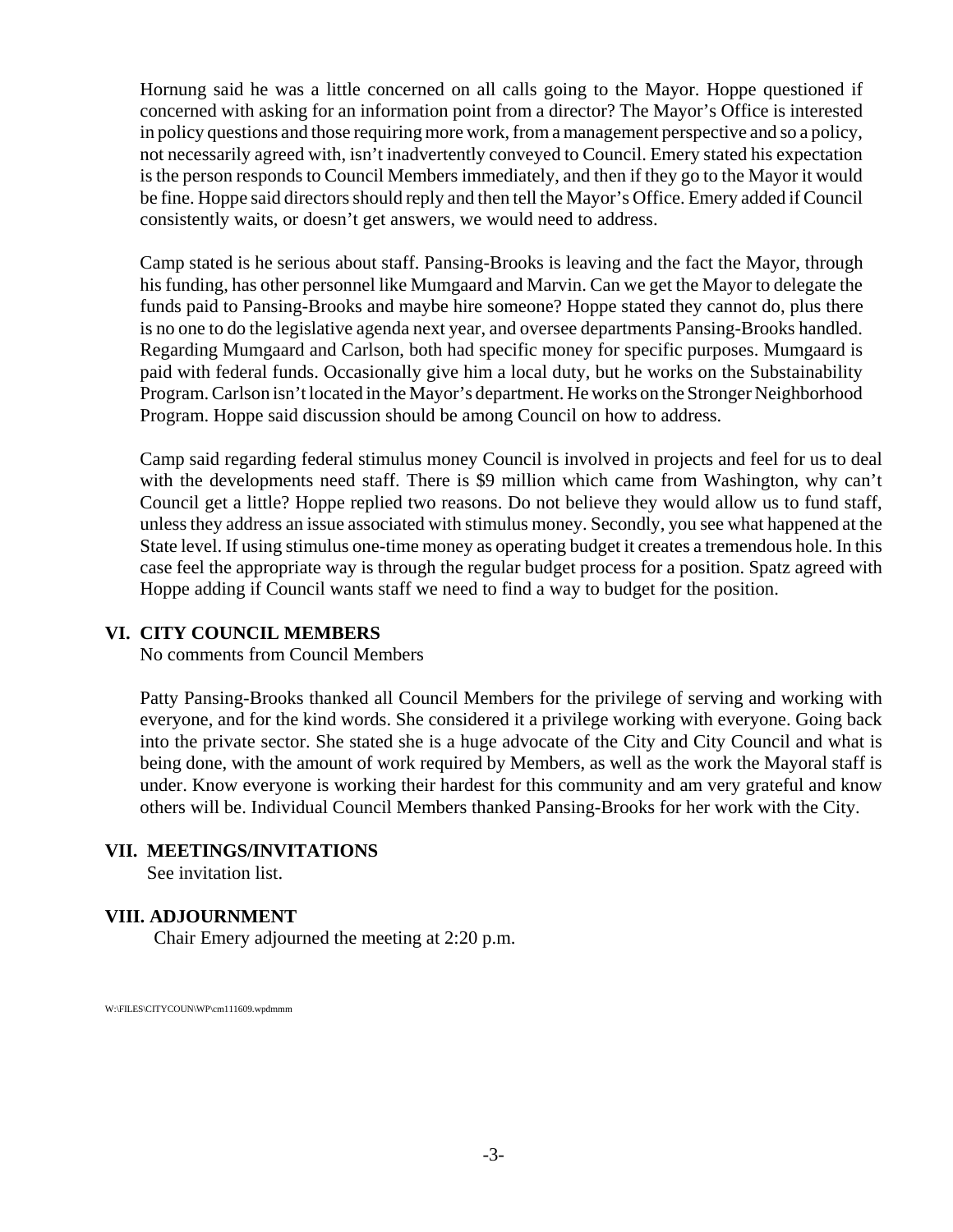Hornung said he was a little concerned on all calls going to the Mayor. Hoppe questioned if concerned with asking for an information point from a director? The Mayor's Office is interested in policy questions and those requiring more work, from a management perspective and so a policy, not necessarily agreed with, isn't inadvertently conveyed to Council. Emery stated his expectation is the person responds to Council Members immediately, and then if they go to the Mayor it would be fine. Hoppe said directors should reply and then tell the Mayor's Office. Emery added if Council consistently waits, or doesn't get answers, we would need to address.

Camp stated is he serious about staff. Pansing-Brooks is leaving and the fact the Mayor, through his funding, has other personnel like Mumgaard and Marvin. Can we get the Mayor to delegate the funds paid to Pansing-Brooks and maybe hire someone? Hoppe stated they cannot do, plus there is no one to do the legislative agenda next year, and oversee departments Pansing-Brooks handled. Regarding Mumgaard and Carlson, both had specific money for specific purposes. Mumgaard is paid with federal funds. Occasionally give him a local duty, but he works on the Substainability Program. Carlson isn't located in the Mayor's department. He works on the Stronger Neighborhood Program. Hoppe said discussion should be among Council on how to address.

Camp said regarding federal stimulus money Council is involved in projects and feel for us to deal with the developments need staff. There is $9 million which came from Washington, why can't Council get a little? Hoppe replied two reasons. Do not believe they would allow us to fund staff, unless they address an issue associated with stimulus money. Secondly, you see what happened at the State level. If using stimulus one-time money as operating budget it creates a tremendous hole. In this case feel the appropriate way is through the regular budget process for a position. Spatz agreed with Hoppe adding if Council wants staff we need to find a way to budget for the position.

## VI. CITY COUNCIL MEMBERS

No comments from Council Members

Patty Pansing-Brooks thanked all Council Members for the privilege of serving and working with everyone, and for the kind words. She considered it a privilege working with everyone. Going back into the private sector. She stated she is a huge advocate of the City and City Council and what is being done, with the amount of work required by Members, as well as the work the Mayoral staff is under. Know everyone is working their hardest for this community and am very grateful and know others will be. Individual Council Members thanked Pansing-Brooks for her work with the City.

## VII. MEETINGS/INVITATIONS

See invitation list.

## VIII. ADJOURNMENT

Chair Emery adjourned the meeting at 2:20 p.m.

W:\FILES\CITYCOUN\WP\cm111609.wpdmmm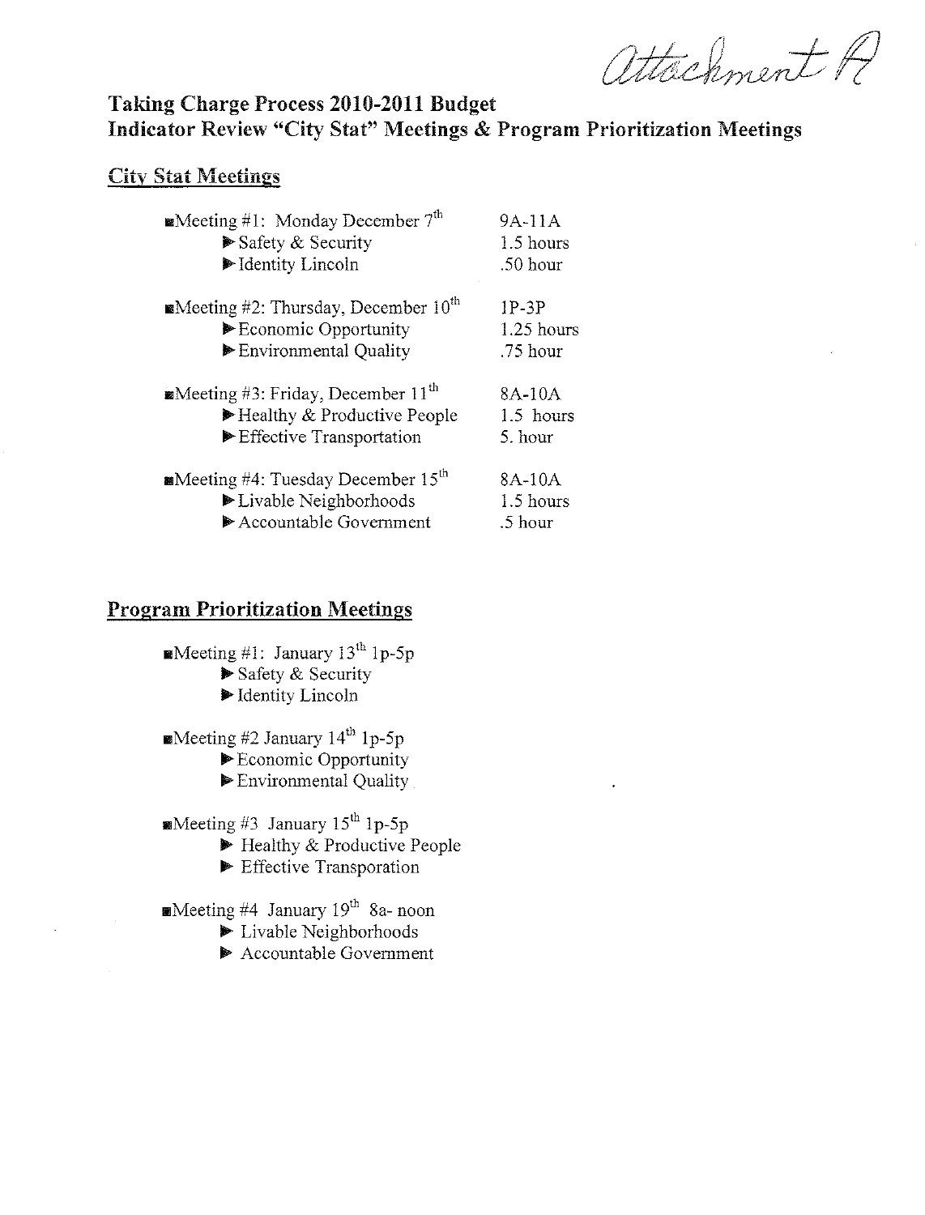Attachment A

# Taking Charge Process 2010-2011 Budget
# Indicator Review "City Stat" Meetings & Program Prioritization Meetings

## City Stat Meetings

| | |
|---|---|
| ■Meeting #1: Monday December 7th | 9A-11A |
| ▶Safety & Security | 1.5 hours |
| ▶Identity Lincoln | .50 hour |
| ■Meeting #2: Thursday, December 10th | 1P-3P |
| ▶Economic Opportunity | 1.25 hours |
| ▶Environmental Quality | .75 hour |
| ■Meeting #3: Friday, December 11th | 8A-10A |
| ▶Healthy & Productive People | 1.5 hours |
| ▶Effective Transportation | 5. hour |
| ■Meeting #4: Tuesday December 15th | 8A-10A |
| ▶Livable Neighborhoods | 1.5 hours |
| ▶Accountable Government | .5 hour |

## Program Prioritization Meetings

■Meeting #1: January 13th 1p-5p
- ▶Safety & Security
- ▶Identity Lincoln

■Meeting #2 January 14th 1p-5p
- ▶Economic Opportunity
- ▶Environmental Quality

■Meeting #3 January 15th 1p-5p
- ▶ Healthy & Productive People
- ▶ Effective Transporation

■Meeting #4 January 19th 8a- noon
- ▶ Livable Neighborhoods
- ▶ Accountable Government